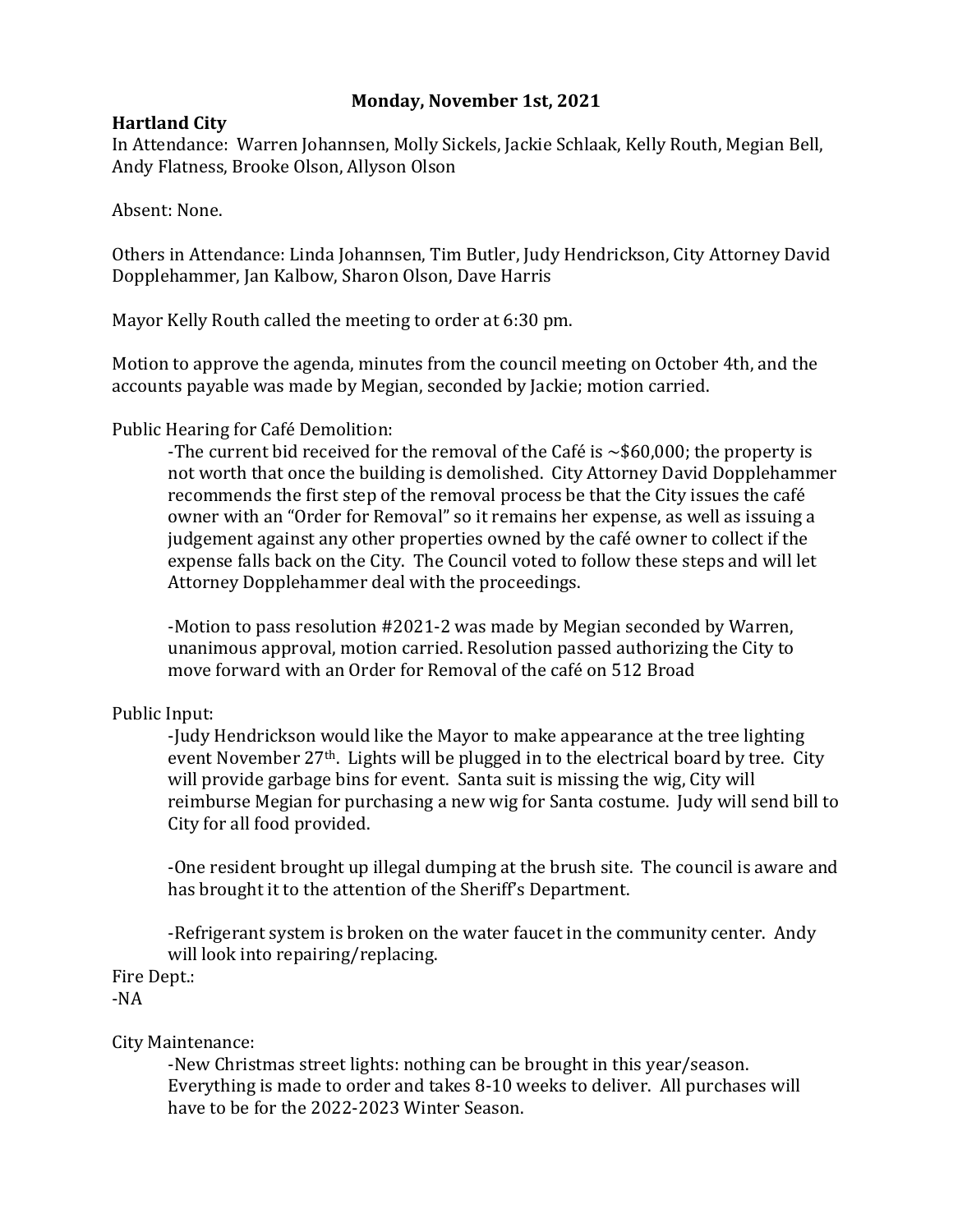**Monday, November 1st, 2021**

**Hartland City**

In Attendance: Warren Johannsen, Molly Sickels, Jackie Schlaak, Kelly Routh, Megian Bell, Andy Flatness, Brooke Olson, Allyson Olson

Absent: None.

Others in Attendance: Linda Johannsen, Tim Butler, Judy Hendrickson, City Attorney David Dopplehammer, Jan Kalbow, Sharon Olson, Dave Harris

Mayor Kelly Routh called the meeting to order at 6:30 pm.

Motion to approve the agenda, minutes from the council meeting on October 4th, and the accounts payable was made by Megian, seconded by Jackie; motion carried.

Public Hearing for Café Demolition:

-The current bid received for the removal of the Café is ~$60,000; the property is not worth that once the building is demolished. City Attorney David Dopplehammer recommends the first step of the removal process be that the City issues the café owner with an "Order for Removal" so it remains her expense, as well as issuing a judgement against any other properties owned by the café owner to collect if the expense falls back on the City. The Council voted to follow these steps and will let Attorney Dopplehammer deal with the proceedings.

-Motion to pass resolution #2021-2 was made by Megian seconded by Warren, unanimous approval, motion carried. Resolution passed authorizing the City to move forward with an Order for Removal of the café on 512 Broad

Public Input:

-Judy Hendrickson would like the Mayor to make appearance at the tree lighting event November 27th. Lights will be plugged in to the electrical board by tree. City will provide garbage bins for event. Santa suit is missing the wig, City will reimburse Megian for purchasing a new wig for Santa costume. Judy will send bill to City for all food provided.

-One resident brought up illegal dumping at the brush site. The council is aware and has brought it to the attention of the Sheriff's Department.

-Refrigerant system is broken on the water faucet in the community center. Andy will look into repairing/replacing.

Fire Dept.:

-NA

City Maintenance:

-New Christmas street lights: nothing can be brought in this year/season. Everything is made to order and takes 8-10 weeks to deliver. All purchases will have to be for the 2022-2023 Winter Season.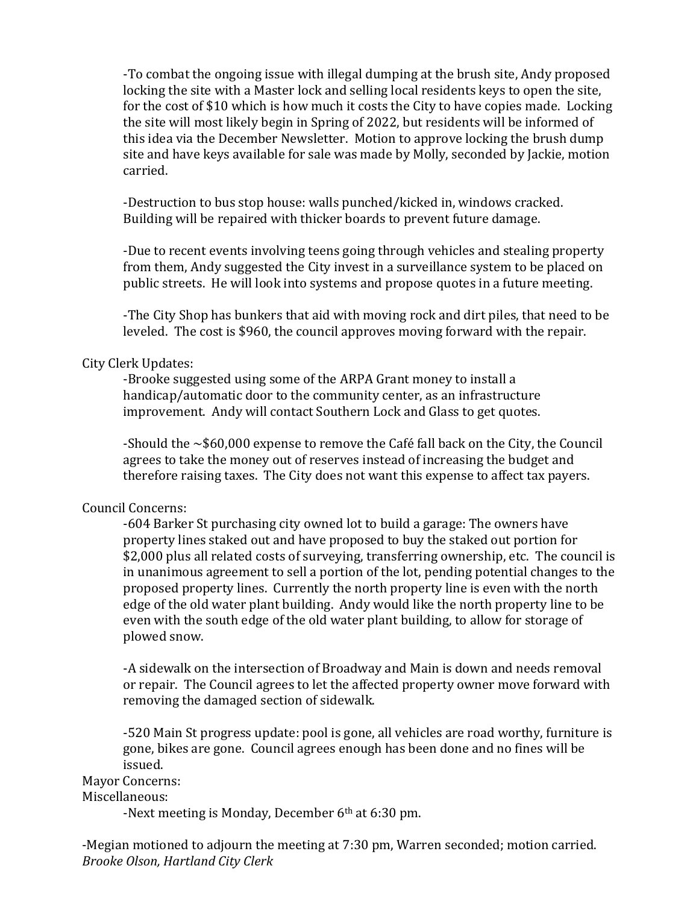-To combat the ongoing issue with illegal dumping at the brush site, Andy proposed locking the site with a Master lock and selling local residents keys to open the site, for the cost of $10 which is how much it costs the City to have copies made. Locking the site will most likely begin in Spring of 2022, but residents will be informed of this idea via the December Newsletter. Motion to approve locking the brush dump site and have keys available for sale was made by Molly, seconded by Jackie, motion carried.

-Destruction to bus stop house: walls punched/kicked in, windows cracked. Building will be repaired with thicker boards to prevent future damage.

-Due to recent events involving teens going through vehicles and stealing property from them, Andy suggested the City invest in a surveillance system to be placed on public streets. He will look into systems and propose quotes in a future meeting.

-The City Shop has bunkers that aid with moving rock and dirt piles, that need to be leveled. The cost is $960, the council approves moving forward with the repair.

City Clerk Updates:

-Brooke suggested using some of the ARPA Grant money to install a handicap/automatic door to the community center, as an infrastructure improvement. Andy will contact Southern Lock and Glass to get quotes.

-Should the ~$60,000 expense to remove the Café fall back on the City, the Council agrees to take the money out of reserves instead of increasing the budget and therefore raising taxes. The City does not want this expense to affect tax payers.

Council Concerns:

-604 Barker St purchasing city owned lot to build a garage: The owners have property lines staked out and have proposed to buy the staked out portion for $2,000 plus all related costs of surveying, transferring ownership, etc. The council is in unanimous agreement to sell a portion of the lot, pending potential changes to the proposed property lines. Currently the north property line is even with the north edge of the old water plant building. Andy would like the north property line to be even with the south edge of the old water plant building, to allow for storage of plowed snow.

-A sidewalk on the intersection of Broadway and Main is down and needs removal or repair. The Council agrees to let the affected property owner move forward with removing the damaged section of sidewalk.

-520 Main St progress update: pool is gone, all vehicles are road worthy, furniture is gone, bikes are gone. Council agrees enough has been done and no fines will be issued.

Mayor Concerns:

Miscellaneous:

-Next meeting is Monday, December 6th at 6:30 pm.

-Megian motioned to adjourn the meeting at 7:30 pm, Warren seconded; motion carried.

*Brooke Olson, Hartland City Clerk*